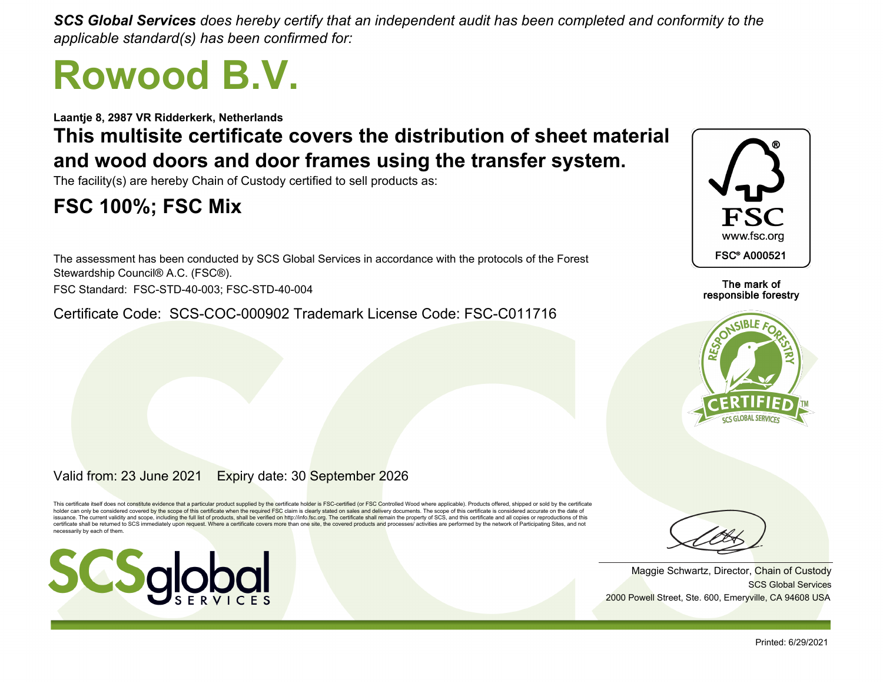***SCS Global Services** does hereby certify that an independent audit has been completed and conformity to the applicable standard(s) has been confirmed for:*

# Rowood B.V.

**Laantje 8, 2987 VR Ridderkerk, Netherlands**

## This multisite certificate covers the distribution of sheet material and wood doors and door frames using the transfer system.

The facility(s) are hereby Chain of Custody certified to sell products as:

## FSC 100%; FSC Mix

FSC
www.fsc.org
FSC® A000521

The mark of responsible forestry

RESPONSIBLE FORESTRY
CERTIFIED
SCS GLOBAL SERVICES

The assessment has been conducted by SCS Global Services in accordance with the protocols of the Forest Stewardship Council® A.C. (FSC®).

FSC Standard: FSC-STD-40-003; FSC-STD-40-004

Certificate Code: SCS-COC-000902 Trademark License Code: FSC-C011716

Valid from: 23 June 2021 Expiry date: 30 September 2026

This certificate itself does not constitute evidence that a particular product supplied by the certificate holder is FSC-certified (or FSC Controlled Wood where applicable). Products offered, shipped or sold by the certificate holder can only be considered covered by the scope of this certificate when the required FSC claim is clearly stated on sales and delivery documents. The scope of this certificate is considered accurate on the date of issuance. The current validity and scope, including the full list of products, shall be verified on http://info.fsc.org. The certificate shall remain the property of SCS, and this certificate and all copies or reproductions of this certificate shall be returned to SCS immediately upon request. Where a certificate covers more than one site, the covered products and processes/ activities are performed by the network of Participating Sites, and not necessarily by each of them.

SCSglobal SERVICES

Maggie Schwartz, Director, Chain of Custody
SCS Global Services
2000 Powell Street, Ste. 600, Emeryville, CA 94608 USA

Printed: 6/29/2021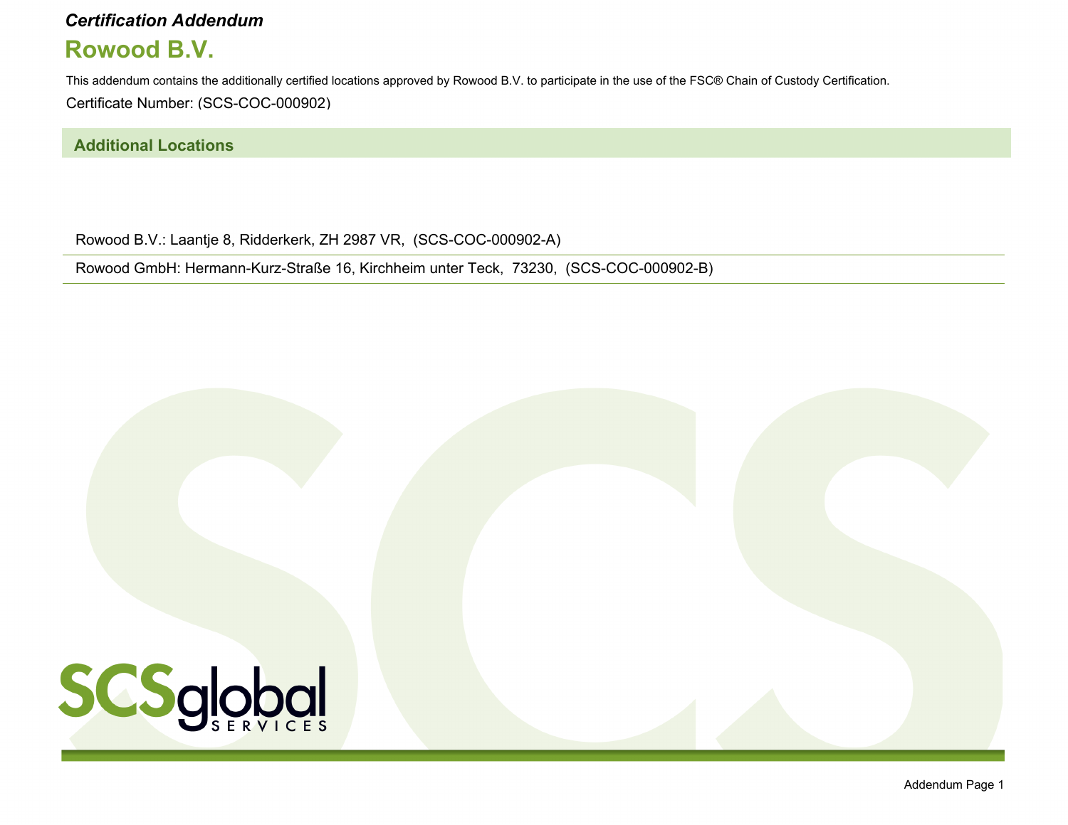***Certification Addendum***

# Rowood B.V.

This addendum contains the additionally certified locations approved by Rowood B.V. to participate in the use of the FSC® Chain of Custody Certification.

Certificate Number: (SCS-COC-000902)

## Additional Locations

Rowood B.V.: Laantje 8, Ridderkerk, ZH 2987 VR, (SCS-COC-000902-A)

Rowood GmbH: Hermann-Kurz-Straße 16, Kirchheim unter Teck, 73230, (SCS-COC-000902-B)

SCSglobal SERVICES

Addendum Page 1